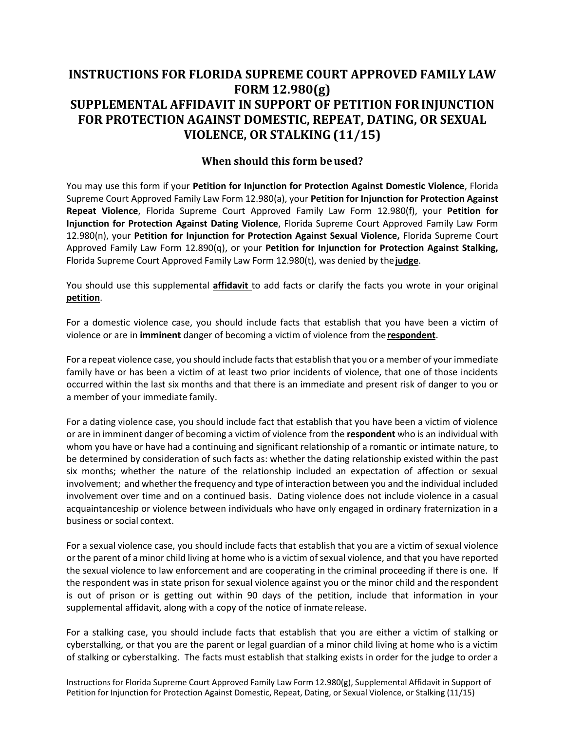# INSTRUCTIONS FOR FLORIDA SUPREME COURT APPROVED FAMILY LAW FORM 12.980(g)
# SUPPLEMENTAL AFFIDAVIT IN SUPPORT OF PETITION FOR INJUNCTION FOR PROTECTION AGAINST DOMESTIC, REPEAT, DATING, OR SEXUAL VIOLENCE, OR STALKING (11/15)

## When should this form be used?

You may use this form if your **Petition for Injunction for Protection Against Domestic Violence**, Florida Supreme Court Approved Family Law Form 12.980(a), your **Petition for Injunction for Protection Against Repeat Violence**, Florida Supreme Court Approved Family Law Form 12.980(f), your **Petition for Injunction for Protection Against Dating Violence**, Florida Supreme Court Approved Family Law Form 12.980(n), your **Petition for Injunction for Protection Against Sexual Violence,** Florida Supreme Court Approved Family Law Form 12.890(q), or your **Petition for Injunction for Protection Against Stalking,** Florida Supreme Court Approved Family Law Form 12.980(t), was denied by the **judge**.

You should use this supplemental **affidavit** to add facts or clarify the facts you wrote in your original **petition**.

For a domestic violence case, you should include facts that establish that you have been a victim of violence or are in **imminent** danger of becoming a victim of violence from the **respondent**.

For a repeat violence case, you should include facts that establish that you or a member of your immediate family have or has been a victim of at least two prior incidents of violence, that one of those incidents occurred within the last six months and that there is an immediate and present risk of danger to you or a member of your immediate family.

For a dating violence case, you should include fact that establish that you have been a victim of violence or are in imminent danger of becoming a victim of violence from the **respondent** who is an individual with whom you have or have had a continuing and significant relationship of a romantic or intimate nature, to be determined by consideration of such facts as: whether the dating relationship existed within the past six months; whether the nature of the relationship included an expectation of affection or sexual involvement; and whether the frequency and type of interaction between you and the individual included involvement over time and on a continued basis. Dating violence does not include violence in a casual acquaintanceship or violence between individuals who have only engaged in ordinary fraternization in a business or social context.

For a sexual violence case, you should include facts that establish that you are a victim of sexual violence or the parent of a minor child living at home who is a victim of sexual violence, and that you have reported the sexual violence to law enforcement and are cooperating in the criminal proceeding if there is one. If the respondent was in state prison for sexual violence against you or the minor child and the respondent is out of prison or is getting out within 90 days of the petition, include that information in your supplemental affidavit, along with a copy of the notice of inmate release.

For a stalking case, you should include facts that establish that you are either a victim of stalking or cyberstalking, or that you are the parent or legal guardian of a minor child living at home who is a victim of stalking or cyberstalking. The facts must establish that stalking exists in order for the judge to order a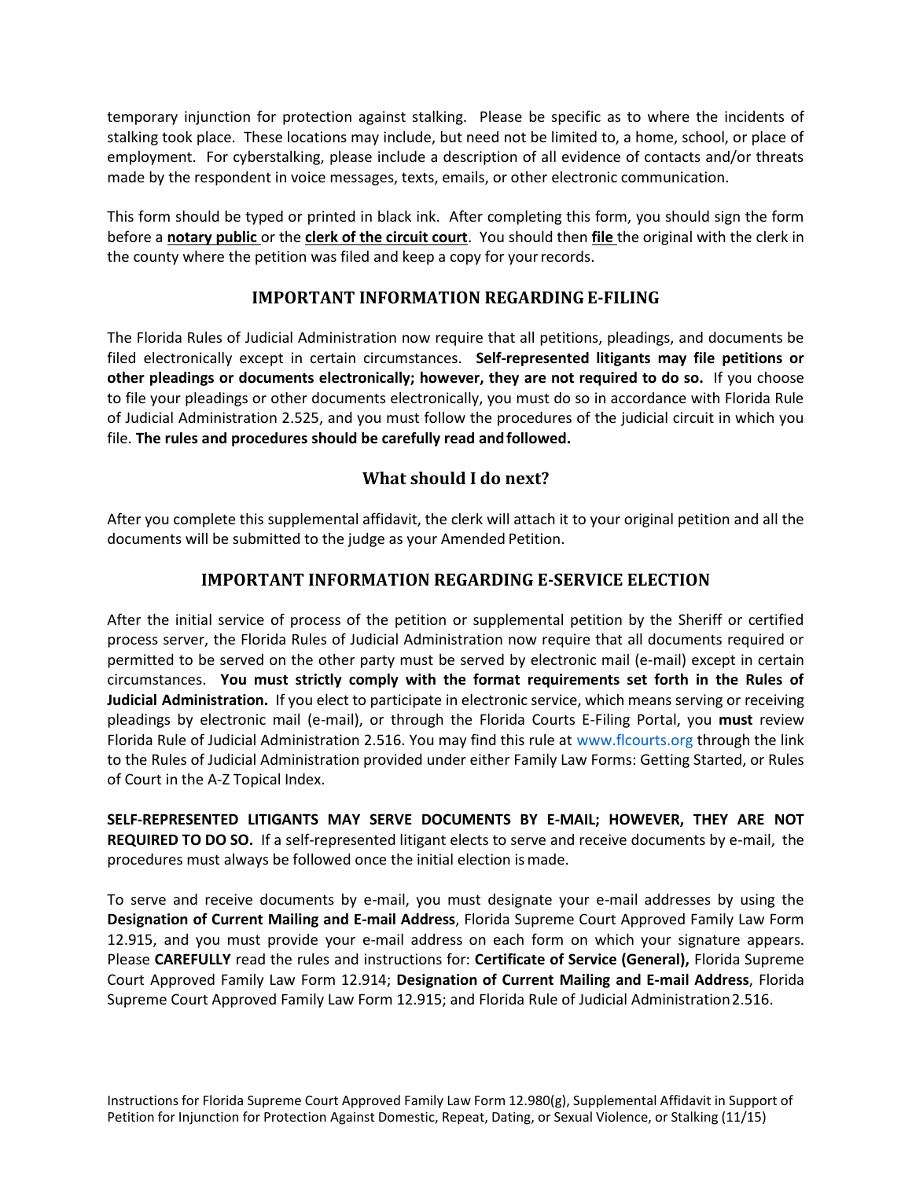temporary injunction for protection against stalking. Please be specific as to where the incidents of stalking took place. These locations may include, but need not be limited to, a home, school, or place of employment. For cyberstalking, please include a description of all evidence of contacts and/or threats made by the respondent in voice messages, texts, emails, or other electronic communication.

This form should be typed or printed in black ink. After completing this form, you should sign the form before a **notary public** or the **clerk of the circuit court**. You should then **file** the original with the clerk in the county where the petition was filed and keep a copy for your records.

## IMPORTANT INFORMATION REGARDING E-FILING

The Florida Rules of Judicial Administration now require that all petitions, pleadings, and documents be filed electronically except in certain circumstances. **Self-represented litigants may file petitions or other pleadings or documents electronically; however, they are not required to do so.** If you choose to file your pleadings or other documents electronically, you must do so in accordance with Florida Rule of Judicial Administration 2.525, and you must follow the procedures of the judicial circuit in which you file. **The rules and procedures should be carefully read and followed.**

## What should I do next?

After you complete this supplemental affidavit, the clerk will attach it to your original petition and all the documents will be submitted to the judge as your Amended Petition.

## IMPORTANT INFORMATION REGARDING E-SERVICE ELECTION

After the initial service of process of the petition or supplemental petition by the Sheriff or certified process server, the Florida Rules of Judicial Administration now require that all documents required or permitted to be served on the other party must be served by electronic mail (e-mail) except in certain circumstances. **You must strictly comply with the format requirements set forth in the Rules of Judicial Administration.** If you elect to participate in electronic service, which means serving or receiving pleadings by electronic mail (e-mail), or through the Florida Courts E-Filing Portal, you **must** review Florida Rule of Judicial Administration 2.516. You may find this rule at www.flcourts.org through the link to the Rules of Judicial Administration provided under either Family Law Forms: Getting Started, or Rules of Court in the A-Z Topical Index.

**SELF-REPRESENTED LITIGANTS MAY SERVE DOCUMENTS BY E-MAIL; HOWEVER, THEY ARE NOT REQUIRED TO DO SO.** If a self-represented litigant elects to serve and receive documents by e-mail, the procedures must always be followed once the initial election is made.

To serve and receive documents by e-mail, you must designate your e-mail addresses by using the **Designation of Current Mailing and E-mail Address**, Florida Supreme Court Approved Family Law Form 12.915, and you must provide your e-mail address on each form on which your signature appears. Please **CAREFULLY** read the rules and instructions for: **Certificate of Service (General),** Florida Supreme Court Approved Family Law Form 12.914; **Designation of Current Mailing and E-mail Address**, Florida Supreme Court Approved Family Law Form 12.915; and Florida Rule of Judicial Administration 2.516.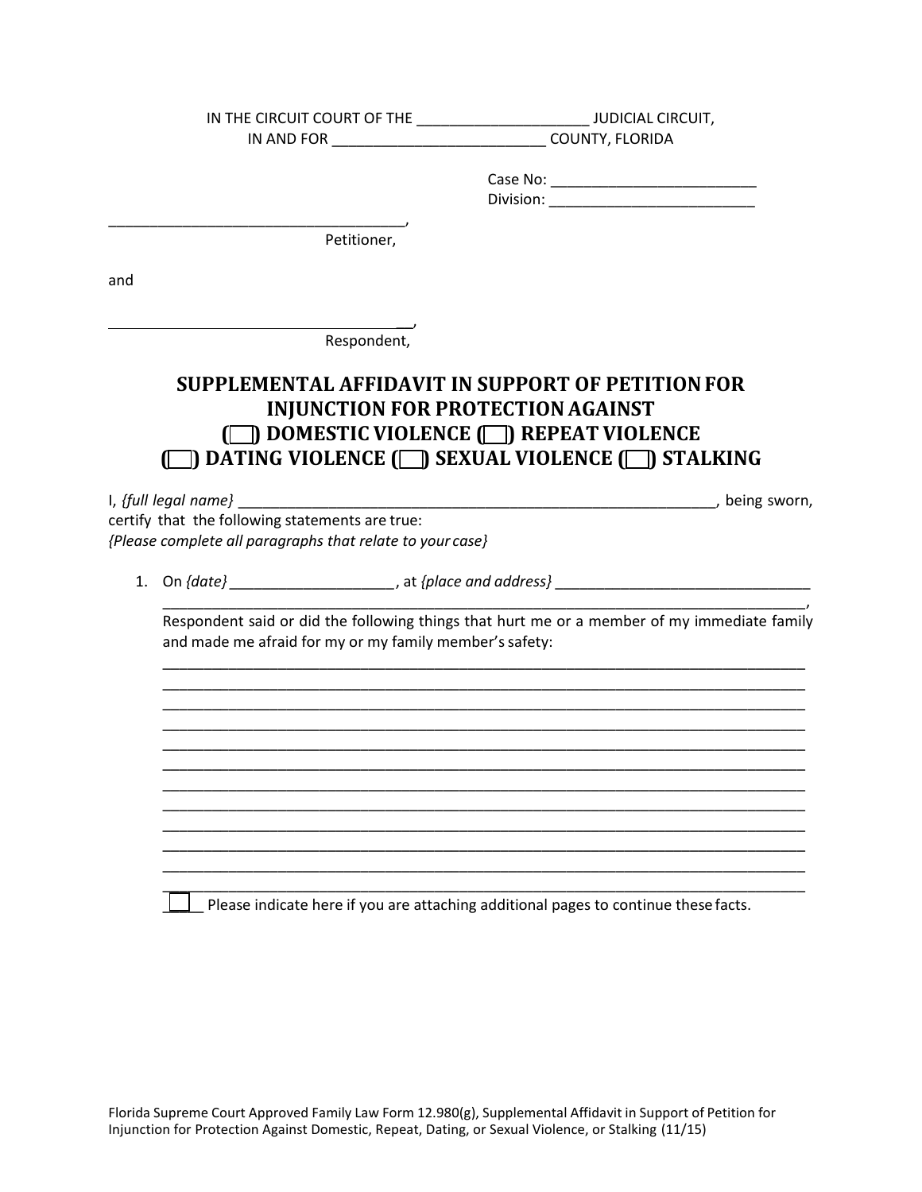IN THE CIRCUIT COURT OF THE ____________________ JUDICIAL CIRCUIT,
IN AND FOR _________________________ COUNTY, FLORIDA

Case No: ________________________
Division: ________________________

____________________________________,
Petitioner,

and

____________________________________,
Respondent,

## SUPPLEMENTAL AFFIDAVIT IN SUPPORT OF PETITION FOR INJUNCTION FOR PROTECTION AGAINST ( ) DOMESTIC VIOLENCE ( ) REPEAT VIOLENCE ( ) DATING VIOLENCE ( ) SEXUAL VIOLENCE ( ) STALKING

I, *{full legal name}* __________________________________________________________, being sworn, certify that the following statements are true:
*{Please complete all paragraphs that relate to your case}*

1. On *{date}* ___________________, at *{place and address}* _______________________________
   ______________________________________________________________________________,
   Respondent said or did the following things that hurt me or a member of my immediate family and made me afraid for my or my family member's safety:
   ______________________________________________________________________________
   ______________________________________________________________________________
   ______________________________________________________________________________
   ______________________________________________________________________________
   ______________________________________________________________________________
   ______________________________________________________________________________
   ______________________________________________________________________________
   ______________________________________________________________________________
   ______________________________________________________________________________
   ______________________________________________________________________________
   ______________________________________________________________________________
   ______________________________________________________________________________
   ____ Please indicate here if you are attaching additional pages to continue these facts.

Florida Supreme Court Approved Family Law Form 12.980(g), Supplemental Affidavit in Support of Petition for Injunction for Protection Against Domestic, Repeat, Dating, or Sexual Violence, or Stalking (11/15)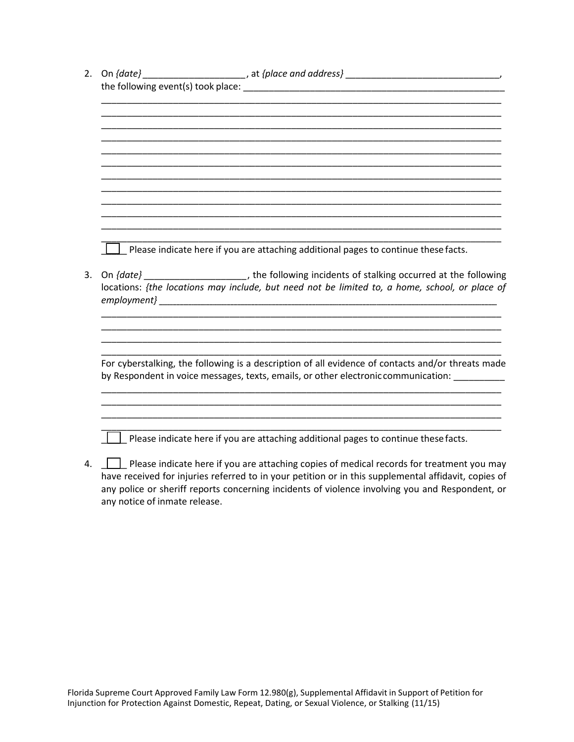2. On *{date}* ____________________, at *{place and address}* ______________________________, the following event(s) took place: ______________________________________________________
_____________________________________________________________________________
_____________________________________________________________________________
_____________________________________________________________________________
_____________________________________________________________________________
_____________________________________________________________________________
_____________________________________________________________________________
_____________________________________________________________________________
_____________________________________________________________________________
_____________________________________________________________________________
_____________________________________________________________________________
_____________________________________________________________________________
_____________________________________________________________________________

   ☐ Please indicate here if you are attaching additional pages to continue these facts.

3. On *{date}* ____________________, the following incidents of stalking occurred at the following locations: *{the locations may include, but need not be limited to, a home, school, or place of employment}* ______________________________________________________________________
_____________________________________________________________________________
_____________________________________________________________________________
_____________________________________________________________________________
_____________________________________________________________________________

   For cyberstalking, the following is a description of all evidence of contacts and/or threats made by Respondent in voice messages, texts, emails, or other electronic communication: __________
_____________________________________________________________________________
_____________________________________________________________________________
_____________________________________________________________________________
_____________________________________________________________________________

   ☐ Please indicate here if you are attaching additional pages to continue these facts.

4. ☐ Please indicate here if you are attaching copies of medical records for treatment you may have received for injuries referred to in your petition or in this supplemental affidavit, copies of any police or sheriff reports concerning incidents of violence involving you and Respondent, or any notice of inmate release.

Florida Supreme Court Approved Family Law Form 12.980(g), Supplemental Affidavit in Support of Petition for Injunction for Protection Against Domestic, Repeat, Dating, or Sexual Violence, or Stalking (11/15)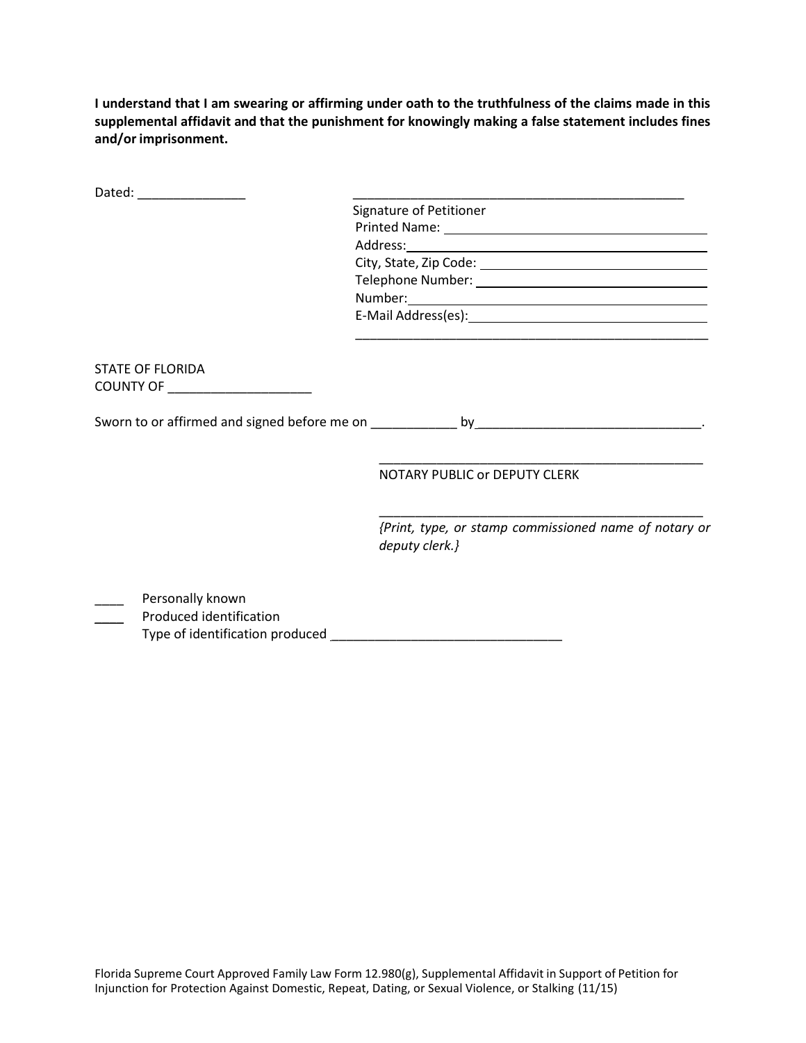**I understand that I am swearing or affirming under oath to the truthfulness of the claims made in this supplemental affidavit and that the punishment for knowingly making a false statement includes fines and/or imprisonment.**

Dated: _______________ ________________________________________________

Signature of Petitioner
Printed Name: ________________________________________
Address: ________________________________________
City, State, Zip Code: ________________________________________
Telephone Number: ________________________________________
Number: ________________________________________
E-Mail Address(es): ________________________________________
________________________________________________

STATE OF FLORIDA
COUNTY OF ____________________

Sworn to or affirmed and signed before me on ____________ by ________________________________.

________________________________________________
NOTARY PUBLIC or DEPUTY CLERK

________________________________________________
*{Print, type, or stamp commissioned name of notary or deputy clerk.}*

____ Personally known
____ Produced identification
Type of identification produced ________________________________